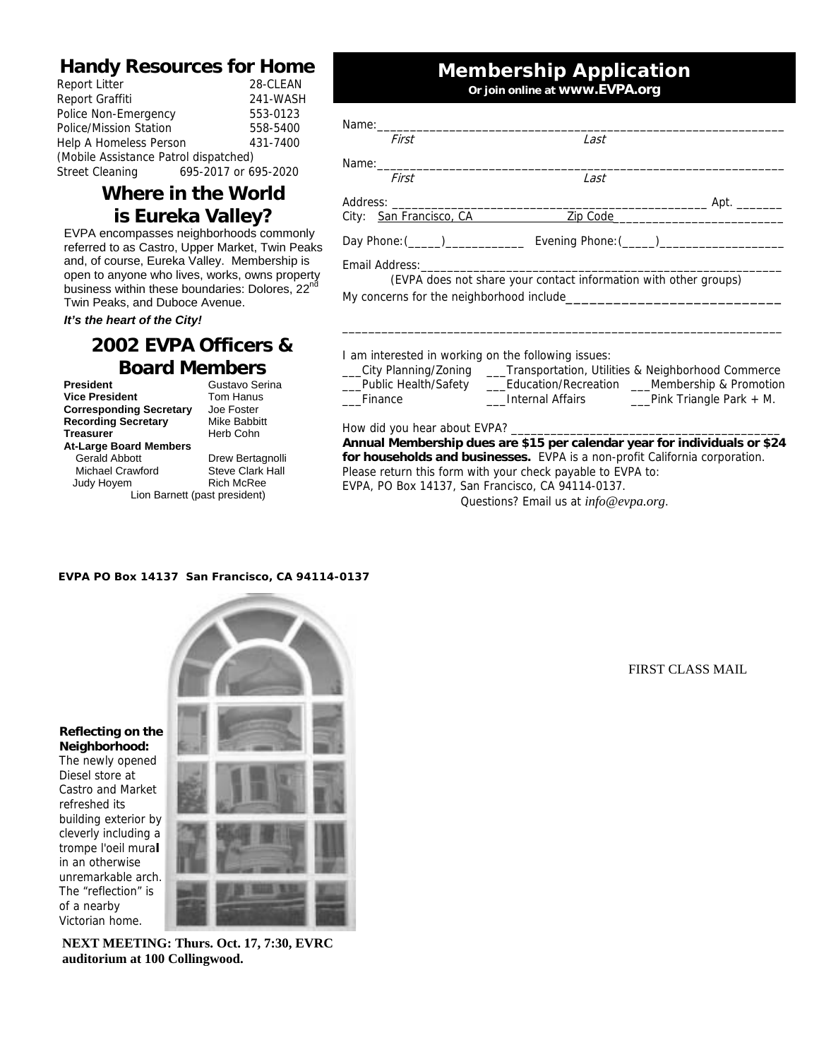## Handy Resources for Home

| | |
|---|---|
| Report Litter | 28-CLEAN |
| Report Graffiti | 241-WASH |
| Police Non-Emergency | 553-0123 |
| Police/Mission Station | 558-5400 |
| Help A Homeless Person | 431-7400 |
| (Mobile Assistance Patrol dispatched) | |
| Street Cleaning | 695-2017 or 695-2020 |

## Where in the World is Eureka Valley?

EVPA encompasses neighborhoods commonly referred to as Castro, Upper Market, Twin Peaks and, of course, Eureka Valley. Membership is open to anyone who lives, works, owns property business within these boundaries: Dolores, 22nd Twin Peaks, and Duboce Avenue.

***It's the heart of the City!***

## 2002 EVPA Officers & Board Members

| | |
|---|---|
| **President** | Gustavo Serina |
| **Vice President** | Tom Hanus |
| **Corresponding Secretary** | Joe Foster |
| **Recording Secretary** | Mike Babbitt |
| **Treasurer** | Herb Cohn |
| **At-Large Board Members** | |
| Gerald Abbott | Drew Bertagnolli |
| Michael Crawford | Steve Clark Hall |
| Judy Hoyem | Rich McRee |

Lion Barnett (past president)

## Membership Application

**Or join online at www.EVPA.org**

Name:________________________________________________
*First* *Last*

Name:________________________________________________
*First* *Last*

Address: ____________________________________ Apt. _______
City: San Francisco, CA Zip Code__________________

Day Phone:(_____)___________ Evening Phone:(_____)_______________

Email Address:_______________________________________________
(EVPA does not share your contact information with other groups)

My concerns for the neighborhood include___________________________

_______________________________________________________________

I am interested in working on the following issues:

___City Planning/Zoning ___Transportation, Utilities & Neighborhood Commerce
___Public Health/Safety ___Education/Recreation ___Membership & Promotion
___Finance ___Internal Affairs ___Pink Triangle Park + M.

How did you hear about EVPA? ___________________________________

**Annual Membership dues are $15 per calendar year for individuals or $24 for households and businesses.** EVPA is a non-profit California corporation. Please return this form with your check payable to EVPA to:
EVPA, PO Box 14137, San Francisco, CA 94114-0137.
Questions? Email us at *info@evpa.org*.

**EVPA PO Box 14137 San Francisco, CA 94114-0137**

FIRST CLASS MAIL

**Reflecting on the Neighborhood:** The newly opened Diesel store at Castro and Market refreshed its building exterior by cleverly including a trompe l'oeil mural in an otherwise unremarkable arch. The "reflection" is of a nearby Victorian home.

**NEXT MEETING: Thurs. Oct. 17, 7:30, EVRC auditorium at 100 Collingwood.**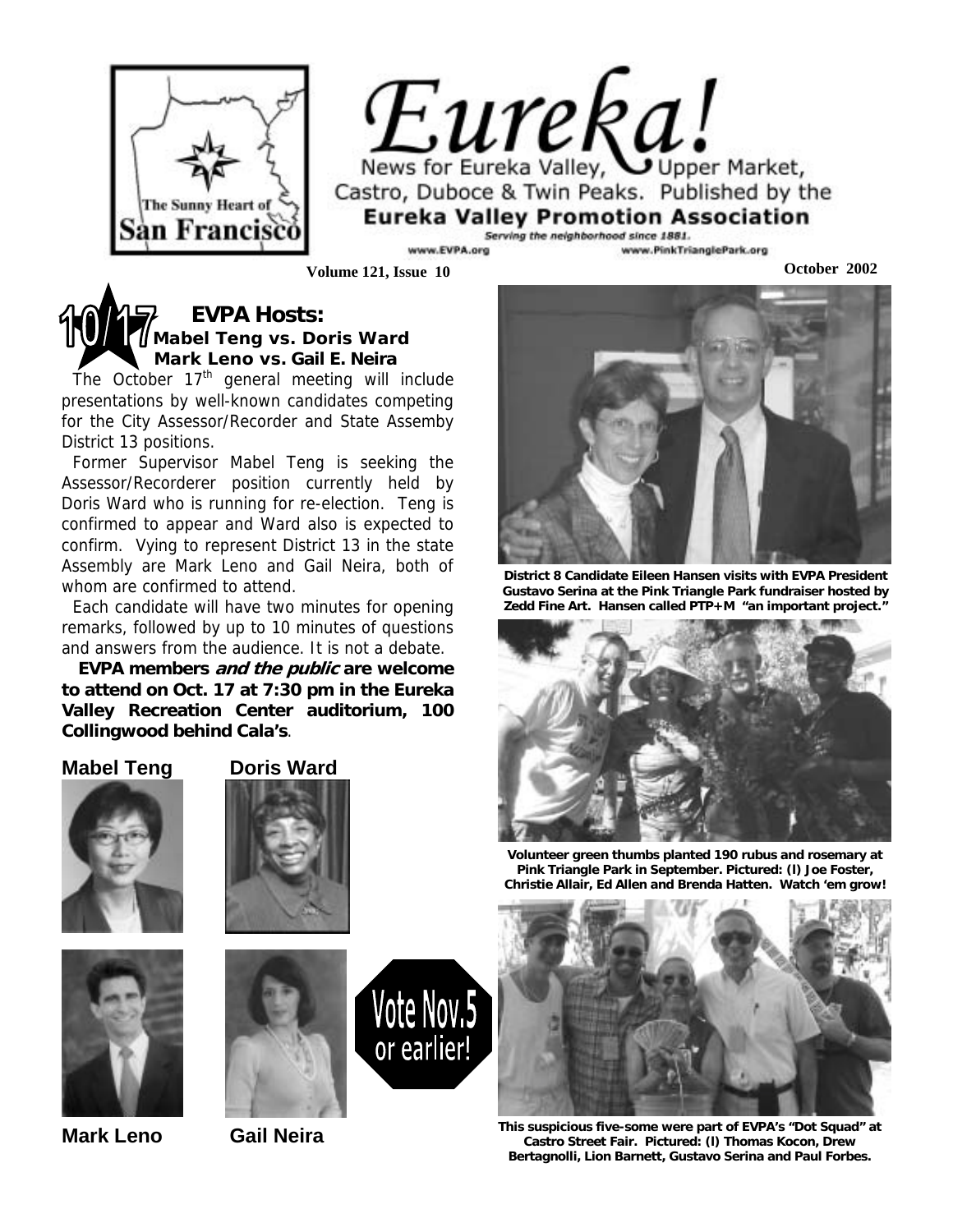# Eureka!

News for Eureka Valley, Upper Market, Castro, Duboce & Twin Peaks. Published by the **Eureka Valley Promotion Association**

*Serving the neighborhood since 1881.*

www.EVPA.org www.PinkTrianglePark.org

The Sunny Heart of San Francisco

**Volume 121, Issue 10** **October 2002**

## 10/17 EVPA Hosts:

### Mabel Teng vs. Doris Ward
### Mark Leno vs. Gail E. Neira

The October 17th general meeting will include presentations by well-known candidates competing for the City Assessor/Recorder and State Assemby District 13 positions.

Former Supervisor Mabel Teng is seeking the Assessor/Recorderer position currently held by Doris Ward who is running for re-election. Teng is confirmed to appear and Ward also is expected to confirm. Vying to represent District 13 in the state Assembly are Mark Leno and Gail Neira, both of whom are confirmed to attend.

Each candidate will have two minutes for opening remarks, followed by up to 10 minutes of questions and answers from the audience. It is not a debate.

**EVPA members *and the public* are welcome to attend on Oct. 17 at 7:30 pm in the Eureka Valley Recreation Center auditorium, 100 Collingwood behind Cala's**.

**Mabel Teng** **Doris Ward**

**Mark Leno** **Gail Neira**

Vote Nov.5 or earlier!

**District 8 Candidate Eileen Hansen visits with EVPA President Gustavo Serina at the Pink Triangle Park fundraiser hosted by Zedd Fine Art. Hansen called PTP+M "an important project."**

**Volunteer green thumbs planted 190 rubus and rosemary at Pink Triangle Park in September. Pictured: (l) Joe Foster, Christie Allair, Ed Allen and Brenda Hatten. Watch 'em grow!**

**This suspicious five-some were part of EVPA's "Dot Squad" at Castro Street Fair. Pictured: (l) Thomas Kocon, Drew Bertagnolli, Lion Barnett, Gustavo Serina and Paul Forbes.**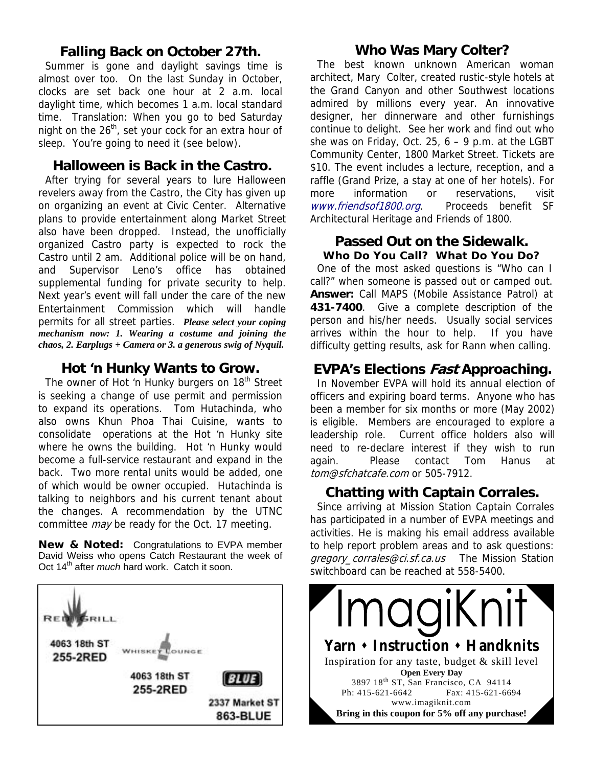## Falling Back on October 27th.

Summer is gone and daylight savings time is almost over too. On the last Sunday in October, clocks are set back one hour at 2 a.m. local daylight time, which becomes 1 a.m. local standard time. Translation: When you go to bed Saturday night on the 26th, set your cock for an extra hour of sleep. You're going to need it (see below).

## Halloween is Back in the Castro.

After trying for several years to lure Halloween revelers away from the Castro, the City has given up on organizing an event at Civic Center. Alternative plans to provide entertainment along Market Street also have been dropped. Instead, the unofficially organized Castro party is expected to rock the Castro until 2 am. Additional police will be on hand, and Supervisor Leno's office has obtained supplemental funding for private security to help. Next year's event will fall under the care of the new Entertainment Commission which will handle permits for all street parties. ***Please select your coping mechanism now: 1. Wearing a costume and joining the chaos, 2. Earplugs + Camera or 3. a generous swig of Nyquil.***

## Hot 'n Hunky Wants to Grow.

The owner of Hot 'n Hunky burgers on 18th Street is seeking a change of use permit and permission to expand its operations. Tom Hutachinda, who also owns Khun Phoa Thai Cuisine, wants to consolidate operations at the Hot 'n Hunky site where he owns the building. Hot 'n Hunky would become a full-service restaurant and expand in the back. Two more rental units would be added, one of which would be owner occupied. Hutachinda is talking to neighbors and his current tenant about the changes. A recommendation by the UTNC committee *may* be ready for the Oct. 17 meeting.

**New & Noted:** Congratulations to EVPA member David Weiss who opens Catch Restaurant the week of Oct 14th after *much* hard work. Catch it soon.

RED GRILL
4063 18th ST
255-2RED

WHISKEY LOUNGE
4063 18th ST
255-2RED

BLUE
2337 Market ST
863-BLUE

## Who Was Mary Colter?

The best known unknown American woman architect, Mary Colter, created rustic-style hotels at the Grand Canyon and other Southwest locations admired by millions every year. An innovative designer, her dinnerware and other furnishings continue to delight. See her work and find out who she was on Friday, Oct. 25, 6 – 9 p.m. at the LGBT Community Center, 1800 Market Street. Tickets are $10. The event includes a lecture, reception, and a raffle (Grand Prize, a stay at one of her hotels). For more information or reservations, visit *www.friendsof1800.org*. Proceeds benefit SF Architectural Heritage and Friends of 1800.

## Passed Out on the Sidewalk.
### Who Do You Call? What Do You Do?

One of the most asked questions is "Who can I call?" when someone is passed out or camped out. **Answer:** Call MAPS (Mobile Assistance Patrol) at **431-7400**. Give a complete description of the person and his/her needs. Usually social services arrives within the hour to help. If you have difficulty getting results, ask for Rann when calling.

## EVPA's Elections *Fast* Approaching.

In November EVPA will hold its annual election of officers and expiring board terms. Anyone who has been a member for six months or more (May 2002) is eligible. Members are encouraged to explore a leadership role. Current office holders also will need to re-declare interest if they wish to run again. Please contact Tom Hanus at *tom@sfchatcafe.com* or 505-7912.

## Chatting with Captain Corrales.

Since arriving at Mission Station Captain Corrales has participated in a number of EVPA meetings and activities. He is making his email address available to help report problem areas and to ask questions: *gregory_corrales@ci.sf.ca.us* The Mission Station switchboard can be reached at 558-5400.

# ImagiKnit

**Yarn • Instruction • Handknits**

Inspiration for any taste, budget & skill level

**Open Every Day**

3897 18th ST, San Francisco, CA 94114

Ph: 415-621-6642 Fax: 415-621-6694

www.imagiknit.com

**Bring in this coupon for 5% off any purchase!**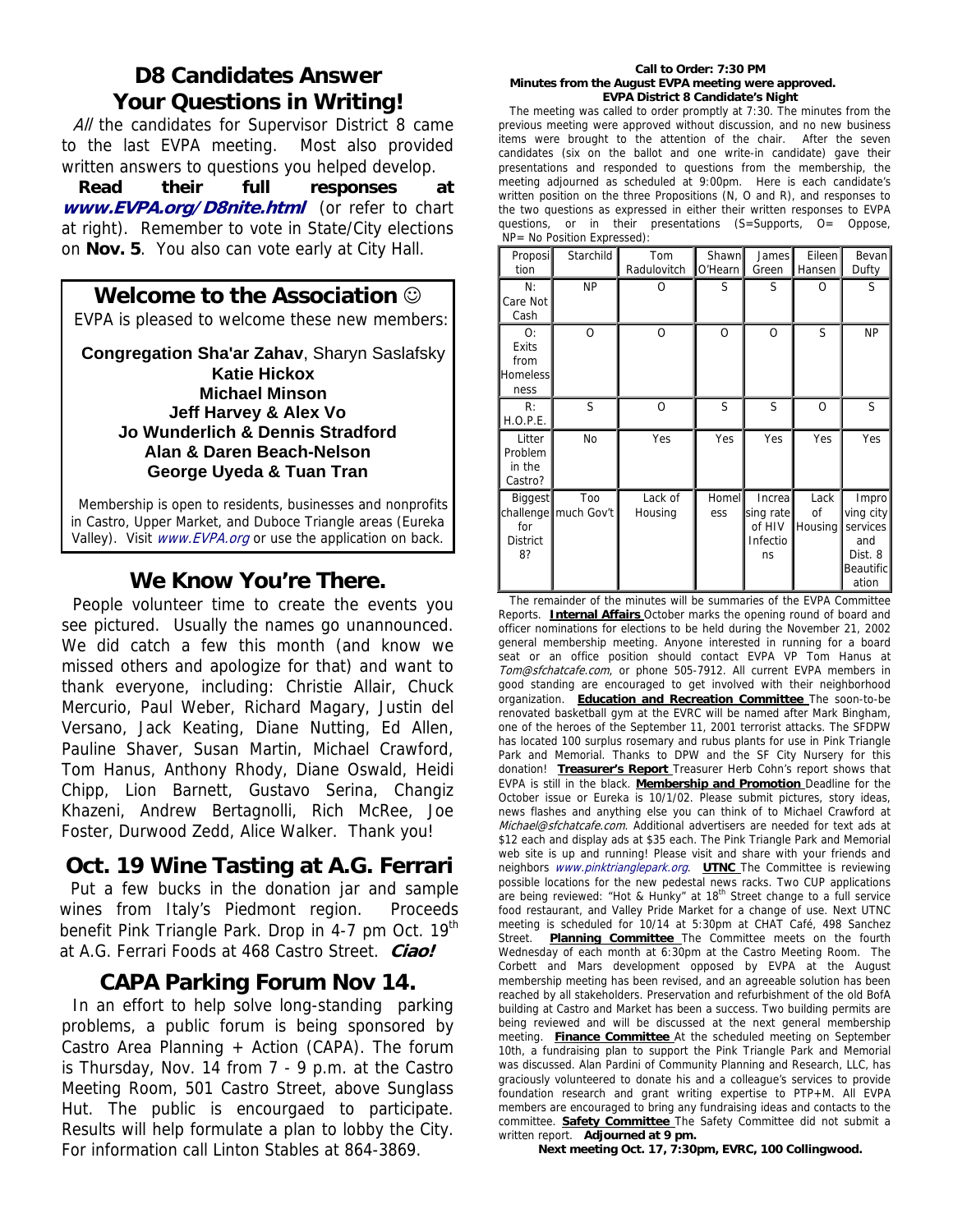## D8 Candidates Answer Your Questions in Writing!

*All* the candidates for Supervisor District 8 came to the last EVPA meeting. Most also provided written answers to questions you helped develop.

**Read their full responses at *www.EVPA.org/D8nite.html*** (or refer to chart at right). Remember to vote in State/City elections on **Nov. 5**. You also can vote early at City Hall.

## Welcome to the Association ☺

EVPA is pleased to welcome these new members:

**Congregation Sha'ar Zahav**, Sharyn Saslafsky
**Katie Hickox**
**Michael Minson**
**Jeff Harvey & Alex Vo**
**Jo Wunderlich & Dennis Stradford**
**Alan & Daren Beach-Nelson**
**George Uyeda & Tuan Tran**

Membership is open to residents, businesses and nonprofits in Castro, Upper Market, and Duboce Triangle areas (Eureka Valley). Visit *www.EVPA.org* or use the application on back.

## We Know You're There.

People volunteer time to create the events you see pictured. Usually the names go unannounced. We did catch a few this month (and know we missed others and apologize for that) and want to thank everyone, including: Christie Allair, Chuck Mercurio, Paul Weber, Richard Magary, Justin del Versano, Jack Keating, Diane Nutting, Ed Allen, Pauline Shaver, Susan Martin, Michael Crawford, Tom Hanus, Anthony Rhody, Diane Oswald, Heidi Chipp, Lion Barnett, Gustavo Serina, Changiz Khazeni, Andrew Bertagnolli, Rich McRee, Joe Foster, Durwood Zedd, Alice Walker. Thank you!

## Oct. 19 Wine Tasting at A.G. Ferrari

Put a few bucks in the donation jar and sample wines from Italy's Piedmont region. Proceeds benefit Pink Triangle Park. Drop in 4-7 pm Oct. 19th at A.G. Ferrari Foods at 468 Castro Street. ***Ciao!***

## CAPA Parking Forum Nov 14.

In an effort to help solve long-standing parking problems, a public forum is being sponsored by Castro Area Planning + Action (CAPA). The forum is Thursday, Nov. 14 from 7 - 9 p.m. at the Castro Meeting Room, 501 Castro Street, above Sunglass Hut. The public is encourgaed to participate. Results will help formulate a plan to lobby the City. For information call Linton Stables at 864-3869.

**Call to Order: 7:30 PM**
**Minutes from the August EVPA meeting were approved.**
**EVPA District 8 Candidate's Night**

The meeting was called to order promptly at 7:30. The minutes from the previous meeting were approved without discussion, and no new business items were brought to the attention of the chair. After the seven candidates (six on the ballot and one write-in candidate) gave their presentations and responded to questions from the membership, the meeting adjourned as scheduled at 9:00pm. Here is each candidate's written position on the three Propositions (N, O and R), and responses to the two questions as expressed in either their written responses to EVPA questions, or in their presentations (S=Supports, O= Oppose, NP= No Position Expressed):

| Proposition | Starchild | Tom Radulovitch | Shawn O'Hearn | James Green | Eileen Hansen | Bevan Dufty |
|---|---|---|---|---|---|---|
| N: Care Not Cash | NP | O | S | S | O | S |
| O: Exits from Homelessness | O | O | O | O | S | NP |
| R: H.O.P.E. | S | O | S | S | O | S |
| Litter Problem in the Castro? | No | Yes | Yes | Yes | Yes | Yes |
| Biggest challenge for District 8? | Too much Gov't | Lack of Housing | Homeless | Increasing rate of HIV Infections | Lack of Housing | Improving city services and Dist. 8 Beautification |

The remainder of the minutes will be summaries of the EVPA Committee Reports. **Internal Affairs** October marks the opening round of board and officer nominations for elections to be held during the November 21, 2002 general membership meeting. Anyone interested in running for a board seat or an office position should contact EVPA VP Tom Hanus at *Tom@sfchatcafe.com*, or phone 505-7912. All current EVPA members in good standing are encouraged to get involved with their neighborhood organization. **Education and Recreation Committee** The soon-to-be renovated basketball gym at the EVRC will be named after Mark Bingham, one of the heroes of the September 11, 2001 terrorist attacks. The SFDPW has located 100 surplus rosemary and rubus plants for use in Pink Triangle Park and Memorial. Thanks to DPW and the SF City Nursery for this donation! **Treasurer's Report** Treasurer Herb Cohn's report shows that EVPA is still in the black. **Membership and Promotion** Deadline for the October issue or Eureka is 10/1/02. Please submit pictures, story ideas, news flashes and anything else you can think of to Michael Crawford at *Michael@sfchatcafe.com*. Additional advertisers are needed for text ads at $12 each and display ads at $35 each. The Pink Triangle Park and Memorial web site is up and running! Please visit and share with your friends and neighbors *www.pinktrianglepark.org*. **UTNC** The Committee is reviewing possible locations for the new pedestal news racks. Two CUP applications are being reviewed: "Hot & Hunky" at 18th Street change to a full service food restaurant, and Valley Pride Market for a change of use. Next UTNC meeting is scheduled for 10/14 at 5:30pm at CHAT Café, 498 Sanchez Street. **Planning Committee** The Committee meets on the fourth Wednesday of each month at 6:30pm at the Castro Meeting Room. The Corbett and Mars development opposed by EVPA at the August membership meeting has been revised, and an agreeable solution has been reached by all stakeholders. Preservation and refurbishment of the old BofA building at Castro and Market has been a success. Two building permits are being reviewed and will be discussed at the next general membership meeting. **Finance Committee** At the scheduled meeting on September 10th, a fundraising plan to support the Pink Triangle Park and Memorial was discussed. Alan Pardini of Community Planning and Research, LLC, has graciously volunteered to donate his and a colleague's services to provide foundation research and grant writing expertise to PTP+M. All EVPA members are encouraged to bring any fundraising ideas and contacts to the committee. **Safety Committee** The Safety Committee did not submit a written report. **Adjourned at 9 pm.**

**Next meeting Oct. 17, 7:30pm, EVRC, 100 Collingwood.**